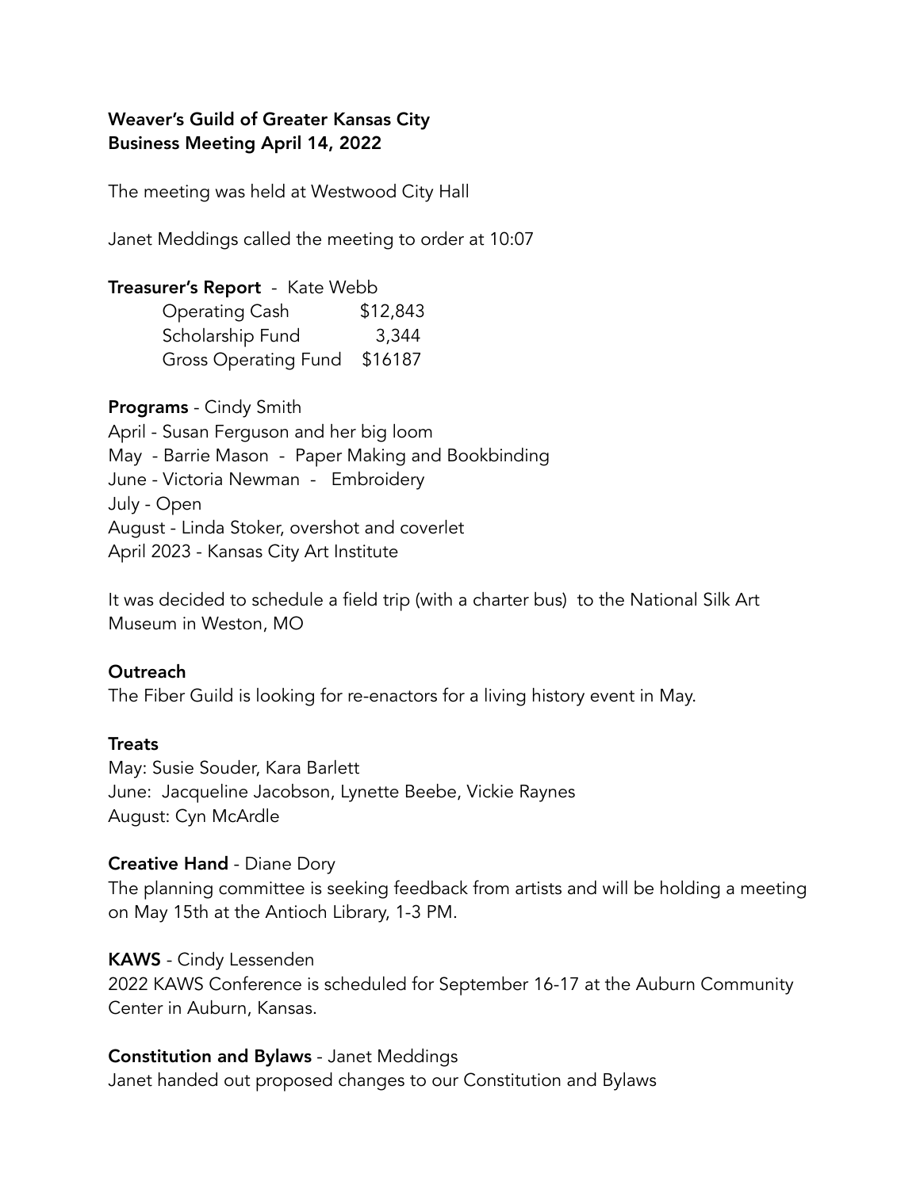**Weaver's Guild of Greater Kansas City**
**Business Meeting April 14, 2022**

The meeting was held at Westwood City Hall

Janet Meddings called the meeting to order at 10:07

**Treasurer's Report** - Kate Webb

| | |
|---|---|
| Operating Cash | $12,843 |
| Scholarship Fund | 3,344 |
| Gross Operating Fund | $16187 |

**Programs** - Cindy Smith
April - Susan Ferguson and her big loom
May - Barrie Mason - Paper Making and Bookbinding
June - Victoria Newman - Embroidery
July - Open
August - Linda Stoker, overshot and coverlet
April 2023 - Kansas City Art Institute

It was decided to schedule a field trip (with a charter bus) to the National Silk Art Museum in Weston, MO

**Outreach**
The Fiber Guild is looking for re-enactors for a living history event in May.

**Treats**
May: Susie Souder, Kara Barlett
June: Jacqueline Jacobson, Lynette Beebe, Vickie Raynes
August: Cyn McArdle

**Creative Hand** - Diane Dory
The planning committee is seeking feedback from artists and will be holding a meeting on May 15th at the Antioch Library, 1-3 PM.

**KAWS** - Cindy Lessenden
2022 KAWS Conference is scheduled for September 16-17 at the Auburn Community Center in Auburn, Kansas.

**Constitution and Bylaws** - Janet Meddings
Janet handed out proposed changes to our Constitution and Bylaws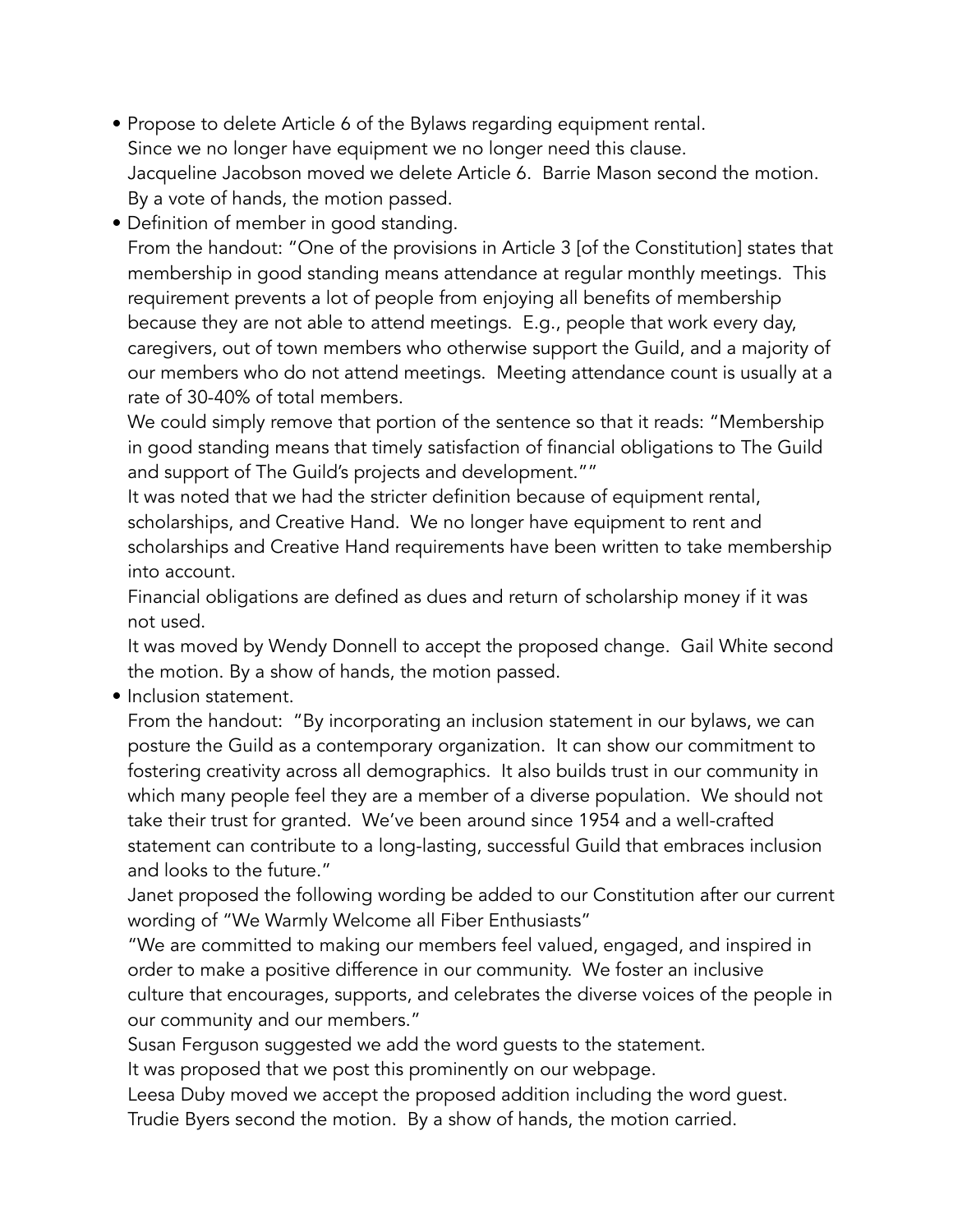- Propose to delete Article 6 of the Bylaws regarding equipment rental.
  Since we no longer have equipment we no longer need this clause.
  Jacqueline Jacobson moved we delete Article 6. Barrie Mason second the motion.
  By a vote of hands, the motion passed.
- Definition of member in good standing.
  From the handout: "One of the provisions in Article 3 [of the Constitution] states that membership in good standing means attendance at regular monthly meetings. This requirement prevents a lot of people from enjoying all benefits of membership because they are not able to attend meetings. E.g., people that work every day, caregivers, out of town members who otherwise support the Guild, and a majority of our members who do not attend meetings. Meeting attendance count is usually at a rate of 30-40% of total members.
  We could simply remove that portion of the sentence so that it reads: "Membership in good standing means that timely satisfaction of financial obligations to The Guild and support of The Guild's projects and development.""
  It was noted that we had the stricter definition because of equipment rental, scholarships, and Creative Hand. We no longer have equipment to rent and scholarships and Creative Hand requirements have been written to take membership into account.
  Financial obligations are defined as dues and return of scholarship money if it was not used.
  It was moved by Wendy Donnell to accept the proposed change. Gail White second the motion. By a show of hands, the motion passed.
- Inclusion statement.
  From the handout: "By incorporating an inclusion statement in our bylaws, we can posture the Guild as a contemporary organization. It can show our commitment to fostering creativity across all demographics. It also builds trust in our community in which many people feel they are a member of a diverse population. We should not take their trust for granted. We've been around since 1954 and a well-crafted statement can contribute to a long-lasting, successful Guild that embraces inclusion and looks to the future."
  Janet proposed the following wording be added to our Constitution after our current wording of "We Warmly Welcome all Fiber Enthusiasts"
  "We are committed to making our members feel valued, engaged, and inspired in order to make a positive difference in our community. We foster an inclusive culture that encourages, supports, and celebrates the diverse voices of the people in our community and our members."
  Susan Ferguson suggested we add the word guests to the statement.
  It was proposed that we post this prominently on our webpage.
  Leesa Duby moved we accept the proposed addition including the word guest.
  Trudie Byers second the motion. By a show of hands, the motion carried.